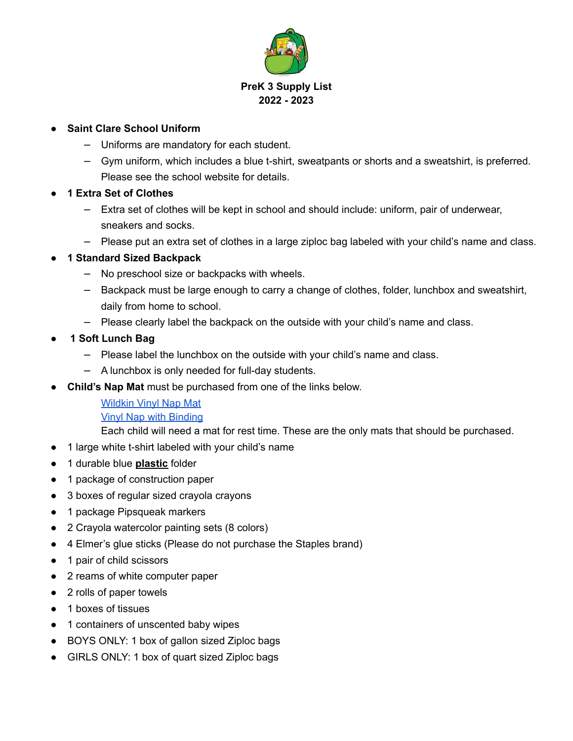# PreK 3 Supply List
## 2022 - 2023

- **Saint Clare School Uniform**
  - Uniforms are mandatory for each student.
  - Gym uniform, which includes a blue t-shirt, sweatpants or shorts and a sweatshirt, is preferred. Please see the school website for details.
- **1 Extra Set of Clothes**
  - Extra set of clothes will be kept in school and should include: uniform, pair of underwear, sneakers and socks.
  - Please put an extra set of clothes in a large ziploc bag labeled with your child's name and class.
- **1 Standard Sized Backpack**
  - No preschool size or backpacks with wheels.
  - Backpack must be large enough to carry a change of clothes, folder, lunchbox and sweatshirt, daily from home to school.
  - Please clearly label the backpack on the outside with your child's name and class.
- **1 Soft Lunch Bag**
  - Please label the lunchbox on the outside with your child's name and class.
  - A lunchbox is only needed for full-day students.
- **Child's Nap Mat** must be purchased from one of the links below.

  Wildkin Vinyl Nap Mat
  Vinyl Nap with Binding
  Each child will need a mat for rest time. These are the only mats that should be purchased.
- 1 large white t-shirt labeled with your child's name
- 1 durable blue **plastic** folder
- 1 package of construction paper
- 3 boxes of regular sized crayola crayons
- 1 package Pipsqueak markers
- 2 Crayola watercolor painting sets (8 colors)
- 4 Elmer's glue sticks (Please do not purchase the Staples brand)
- 1 pair of child scissors
- 2 reams of white computer paper
- 2 rolls of paper towels
- 1 boxes of tissues
- 1 containers of unscented baby wipes
- BOYS ONLY: 1 box of gallon sized Ziploc bags
- GIRLS ONLY: 1 box of quart sized Ziploc bags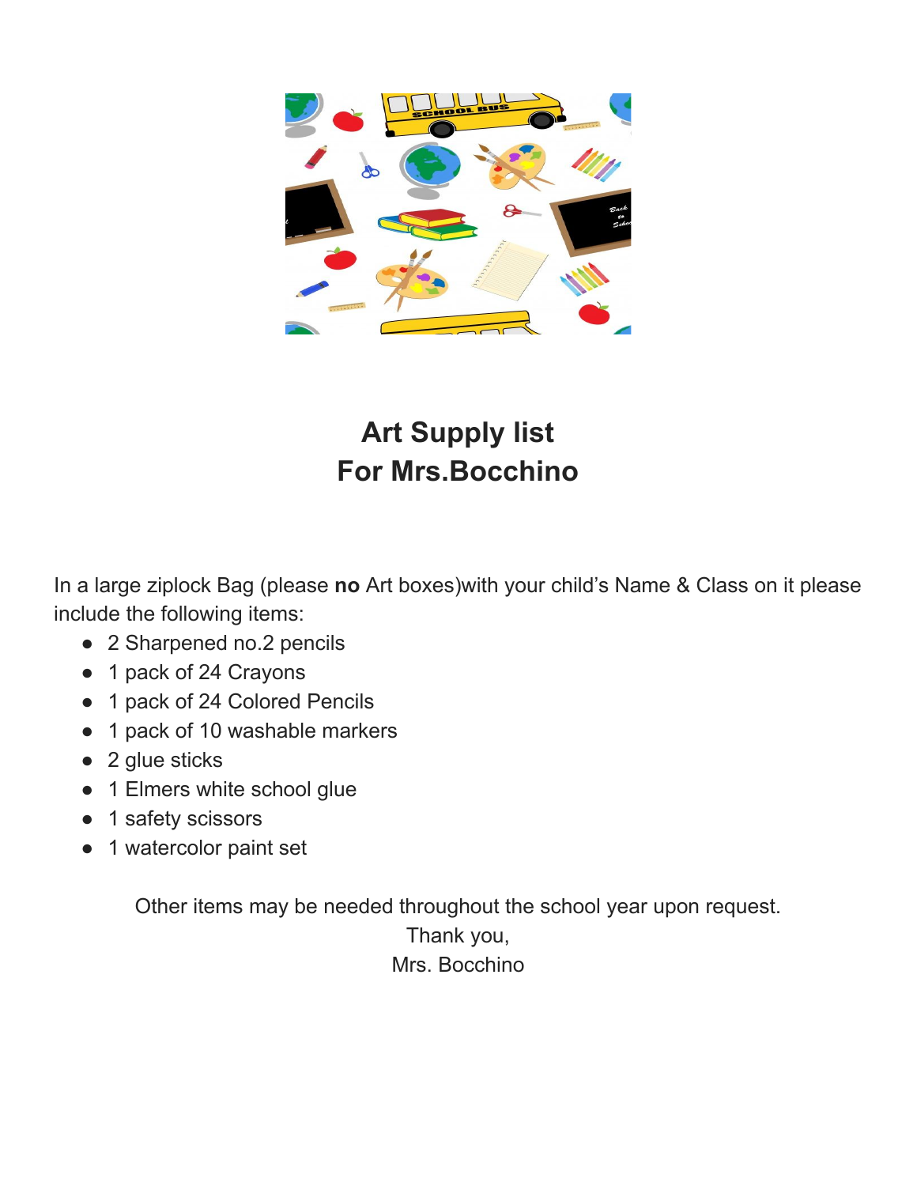# Art Supply list
# For Mrs.Bocchino

In a large ziplock Bag (please **no** Art boxes)with your child's Name & Class on it please include the following items:

- 2 Sharpened no.2 pencils
- 1 pack of 24 Crayons
- 1 pack of 24 Colored Pencils
- 1 pack of 10 washable markers
- 2 glue sticks
- 1 Elmers white school glue
- 1 safety scissors
- 1 watercolor paint set

Other items may be needed throughout the school year upon request.

Thank you,

Mrs. Bocchino